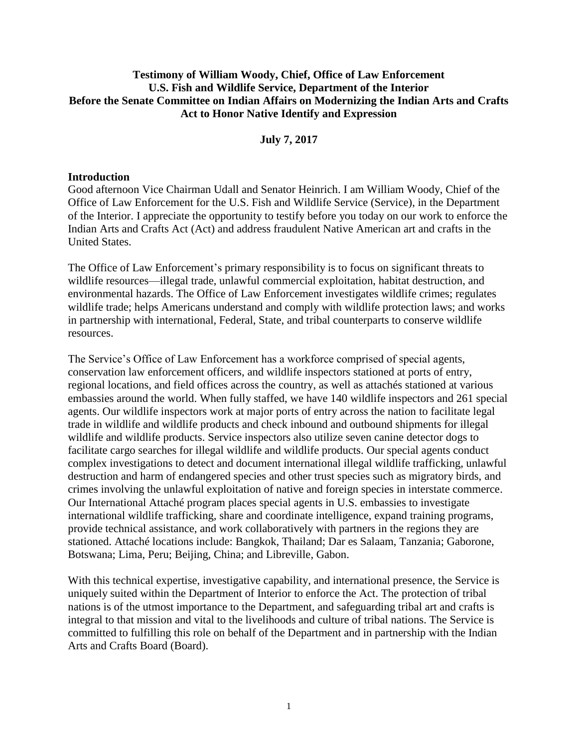**Testimony of William Woody, Chief, Office of Law Enforcement U.S. Fish and Wildlife Service, Department of the Interior Before the Senate Committee on Indian Affairs on Modernizing the Indian Arts and Crafts Act to Honor Native Identify and Expression**

**July 7, 2017**

## Introduction

Good afternoon Vice Chairman Udall and Senator Heinrich. I am William Woody, Chief of the Office of Law Enforcement for the U.S. Fish and Wildlife Service (Service), in the Department of the Interior. I appreciate the opportunity to testify before you today on our work to enforce the Indian Arts and Crafts Act (Act) and address fraudulent Native American art and crafts in the United States.

The Office of Law Enforcement's primary responsibility is to focus on significant threats to wildlife resources—illegal trade, unlawful commercial exploitation, habitat destruction, and environmental hazards. The Office of Law Enforcement investigates wildlife crimes; regulates wildlife trade; helps Americans understand and comply with wildlife protection laws; and works in partnership with international, Federal, State, and tribal counterparts to conserve wildlife resources.

The Service's Office of Law Enforcement has a workforce comprised of special agents, conservation law enforcement officers, and wildlife inspectors stationed at ports of entry, regional locations, and field offices across the country, as well as attachés stationed at various embassies around the world. When fully staffed, we have 140 wildlife inspectors and 261 special agents. Our wildlife inspectors work at major ports of entry across the nation to facilitate legal trade in wildlife and wildlife products and check inbound and outbound shipments for illegal wildlife and wildlife products. Service inspectors also utilize seven canine detector dogs to facilitate cargo searches for illegal wildlife and wildlife products. Our special agents conduct complex investigations to detect and document international illegal wildlife trafficking, unlawful destruction and harm of endangered species and other trust species such as migratory birds, and crimes involving the unlawful exploitation of native and foreign species in interstate commerce. Our International Attaché program places special agents in U.S. embassies to investigate international wildlife trafficking, share and coordinate intelligence, expand training programs, provide technical assistance, and work collaboratively with partners in the regions they are stationed. Attaché locations include: Bangkok, Thailand; Dar es Salaam, Tanzania; Gaborone, Botswana; Lima, Peru; Beijing, China; and Libreville, Gabon.

With this technical expertise, investigative capability, and international presence, the Service is uniquely suited within the Department of Interior to enforce the Act. The protection of tribal nations is of the utmost importance to the Department, and safeguarding tribal art and crafts is integral to that mission and vital to the livelihoods and culture of tribal nations. The Service is committed to fulfilling this role on behalf of the Department and in partnership with the Indian Arts and Crafts Board (Board).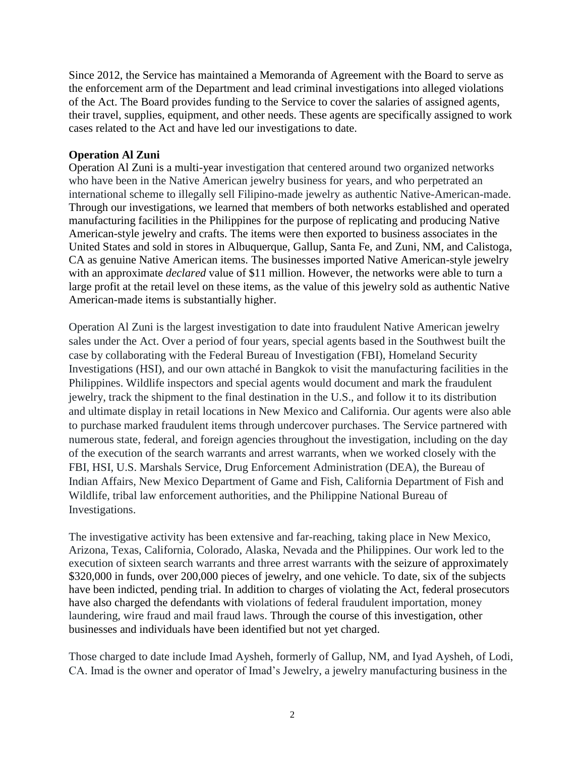Since 2012, the Service has maintained a Memoranda of Agreement with the Board to serve as the enforcement arm of the Department and lead criminal investigations into alleged violations of the Act. The Board provides funding to the Service to cover the salaries of assigned agents, their travel, supplies, equipment, and other needs. These agents are specifically assigned to work cases related to the Act and have led our investigations to date.

**Operation Al Zuni**

Operation Al Zuni is a multi-year investigation that centered around two organized networks who have been in the Native American jewelry business for years, and who perpetrated an international scheme to illegally sell Filipino-made jewelry as authentic Native-American-made. Through our investigations, we learned that members of both networks established and operated manufacturing facilities in the Philippines for the purpose of replicating and producing Native American-style jewelry and crafts. The items were then exported to business associates in the United States and sold in stores in Albuquerque, Gallup, Santa Fe, and Zuni, NM, and Calistoga, CA as genuine Native American items. The businesses imported Native American-style jewelry with an approximate *declared* value of $11 million. However, the networks were able to turn a large profit at the retail level on these items, as the value of this jewelry sold as authentic Native American-made items is substantially higher.

Operation Al Zuni is the largest investigation to date into fraudulent Native American jewelry sales under the Act. Over a period of four years, special agents based in the Southwest built the case by collaborating with the Federal Bureau of Investigation (FBI), Homeland Security Investigations (HSI), and our own attaché in Bangkok to visit the manufacturing facilities in the Philippines. Wildlife inspectors and special agents would document and mark the fraudulent jewelry, track the shipment to the final destination in the U.S., and follow it to its distribution and ultimate display in retail locations in New Mexico and California. Our agents were also able to purchase marked fraudulent items through undercover purchases. The Service partnered with numerous state, federal, and foreign agencies throughout the investigation, including on the day of the execution of the search warrants and arrest warrants, when we worked closely with the FBI, HSI, U.S. Marshals Service, Drug Enforcement Administration (DEA), the Bureau of Indian Affairs, New Mexico Department of Game and Fish, California Department of Fish and Wildlife, tribal law enforcement authorities, and the Philippine National Bureau of Investigations.

The investigative activity has been extensive and far-reaching, taking place in New Mexico, Arizona, Texas, California, Colorado, Alaska, Nevada and the Philippines. Our work led to the execution of sixteen search warrants and three arrest warrants with the seizure of approximately $320,000 in funds, over 200,000 pieces of jewelry, and one vehicle. To date, six of the subjects have been indicted, pending trial. In addition to charges of violating the Act, federal prosecutors have also charged the defendants with violations of federal fraudulent importation, money laundering, wire fraud and mail fraud laws. Through the course of this investigation, other businesses and individuals have been identified but not yet charged.

Those charged to date include Imad Aysheh, formerly of Gallup, NM, and Iyad Aysheh, of Lodi, CA. Imad is the owner and operator of Imad's Jewelry, a jewelry manufacturing business in the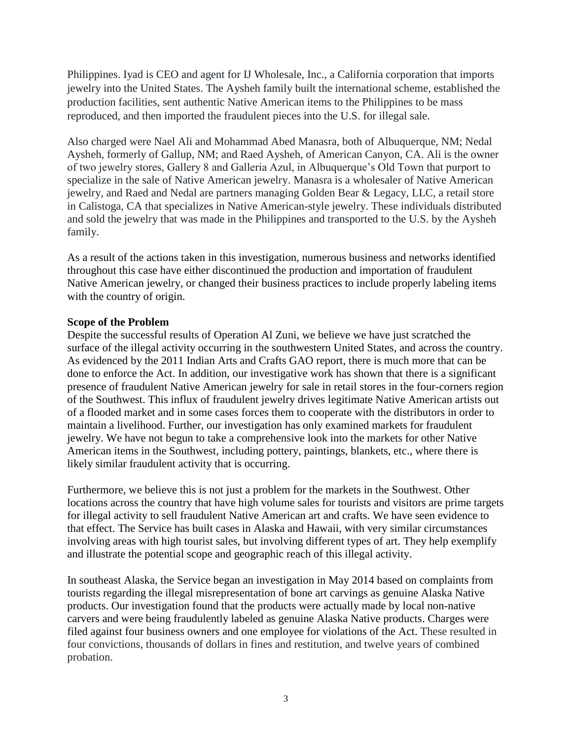Philippines. Iyad is CEO and agent for IJ Wholesale, Inc., a California corporation that imports jewelry into the United States. The Aysheh family built the international scheme, established the production facilities, sent authentic Native American items to the Philippines to be mass reproduced, and then imported the fraudulent pieces into the U.S. for illegal sale.

Also charged were Nael Ali and Mohammad Abed Manasra, both of Albuquerque, NM; Nedal Aysheh, formerly of Gallup, NM; and Raed Aysheh, of American Canyon, CA. Ali is the owner of two jewelry stores, Gallery 8 and Galleria Azul, in Albuquerque's Old Town that purport to specialize in the sale of Native American jewelry. Manasra is a wholesaler of Native American jewelry, and Raed and Nedal are partners managing Golden Bear & Legacy, LLC, a retail store in Calistoga, CA that specializes in Native American-style jewelry. These individuals distributed and sold the jewelry that was made in the Philippines and transported to the U.S. by the Aysheh family.

As a result of the actions taken in this investigation, numerous business and networks identified throughout this case have either discontinued the production and importation of fraudulent Native American jewelry, or changed their business practices to include properly labeling items with the country of origin.

**Scope of the Problem**

Despite the successful results of Operation Al Zuni, we believe we have just scratched the surface of the illegal activity occurring in the southwestern United States, and across the country. As evidenced by the 2011 Indian Arts and Crafts GAO report, there is much more that can be done to enforce the Act. In addition, our investigative work has shown that there is a significant presence of fraudulent Native American jewelry for sale in retail stores in the four-corners region of the Southwest. This influx of fraudulent jewelry drives legitimate Native American artists out of a flooded market and in some cases forces them to cooperate with the distributors in order to maintain a livelihood. Further, our investigation has only examined markets for fraudulent jewelry. We have not begun to take a comprehensive look into the markets for other Native American items in the Southwest, including pottery, paintings, blankets, etc., where there is likely similar fraudulent activity that is occurring.

Furthermore, we believe this is not just a problem for the markets in the Southwest. Other locations across the country that have high volume sales for tourists and visitors are prime targets for illegal activity to sell fraudulent Native American art and crafts. We have seen evidence to that effect. The Service has built cases in Alaska and Hawaii, with very similar circumstances involving areas with high tourist sales, but involving different types of art. They help exemplify and illustrate the potential scope and geographic reach of this illegal activity.

In southeast Alaska, the Service began an investigation in May 2014 based on complaints from tourists regarding the illegal misrepresentation of bone art carvings as genuine Alaska Native products. Our investigation found that the products were actually made by local non-native carvers and were being fraudulently labeled as genuine Alaska Native products. Charges were filed against four business owners and one employee for violations of the Act. These resulted in four convictions, thousands of dollars in fines and restitution, and twelve years of combined probation.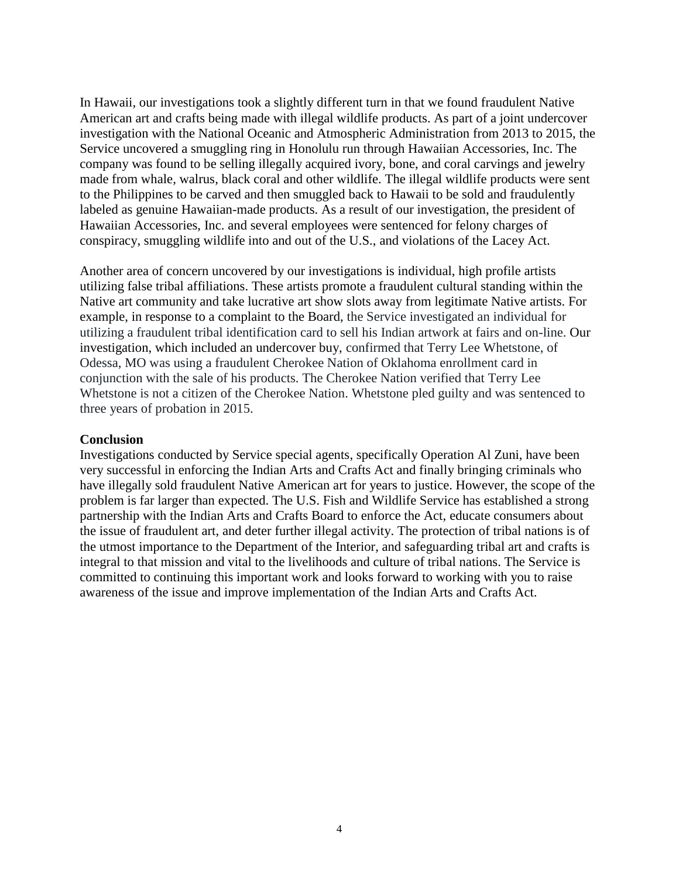In Hawaii, our investigations took a slightly different turn in that we found fraudulent Native American art and crafts being made with illegal wildlife products. As part of a joint undercover investigation with the National Oceanic and Atmospheric Administration from 2013 to 2015, the Service uncovered a smuggling ring in Honolulu run through Hawaiian Accessories, Inc. The company was found to be selling illegally acquired ivory, bone, and coral carvings and jewelry made from whale, walrus, black coral and other wildlife. The illegal wildlife products were sent to the Philippines to be carved and then smuggled back to Hawaii to be sold and fraudulently labeled as genuine Hawaiian-made products. As a result of our investigation, the president of Hawaiian Accessories, Inc. and several employees were sentenced for felony charges of conspiracy, smuggling wildlife into and out of the U.S., and violations of the Lacey Act.

Another area of concern uncovered by our investigations is individual, high profile artists utilizing false tribal affiliations. These artists promote a fraudulent cultural standing within the Native art community and take lucrative art show slots away from legitimate Native artists. For example, in response to a complaint to the Board, the Service investigated an individual for utilizing a fraudulent tribal identification card to sell his Indian artwork at fairs and on-line. Our investigation, which included an undercover buy, confirmed that Terry Lee Whetstone, of Odessa, MO was using a fraudulent Cherokee Nation of Oklahoma enrollment card in conjunction with the sale of his products. The Cherokee Nation verified that Terry Lee Whetstone is not a citizen of the Cherokee Nation. Whetstone pled guilty and was sentenced to three years of probation in 2015.

**Conclusion**

Investigations conducted by Service special agents, specifically Operation Al Zuni, have been very successful in enforcing the Indian Arts and Crafts Act and finally bringing criminals who have illegally sold fraudulent Native American art for years to justice. However, the scope of the problem is far larger than expected. The U.S. Fish and Wildlife Service has established a strong partnership with the Indian Arts and Crafts Board to enforce the Act, educate consumers about the issue of fraudulent art, and deter further illegal activity. The protection of tribal nations is of the utmost importance to the Department of the Interior, and safeguarding tribal art and crafts is integral to that mission and vital to the livelihoods and culture of tribal nations. The Service is committed to continuing this important work and looks forward to working with you to raise awareness of the issue and improve implementation of the Indian Arts and Crafts Act.